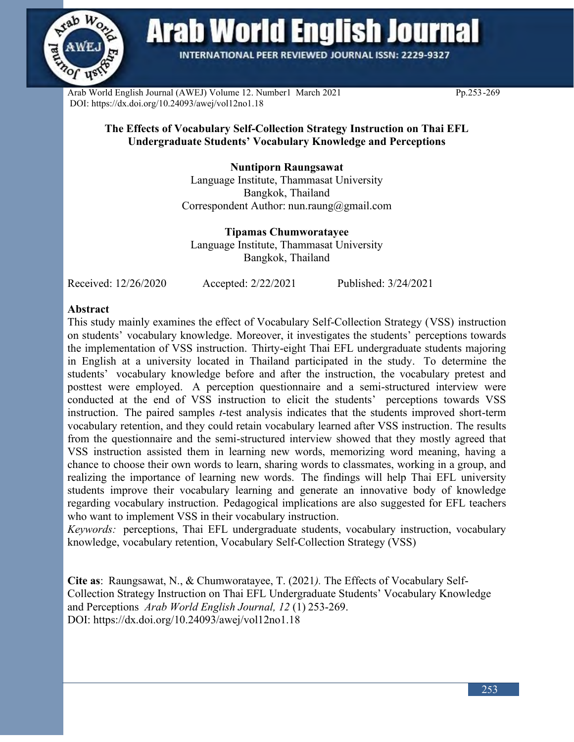# The Effects of Vocabulary Self-Collection Strategy Instruction on Thai EFL Undergraduate Students' Vocabulary Knowledge and Perceptions

**Nuntiporn Raungsawat**
Language Institute, Thammasat University
Bangkok, Thailand
Correspondent Author: nun.raung@gmail.com

**Tipamas Chumworatayee**
Language Institute, Thammasat University
Bangkok, Thailand

Received: 12/26/2020 Accepted: 2/22/2021 Published: 3/24/2021

## Abstract

This study mainly examines the effect of Vocabulary Self-Collection Strategy (VSS) instruction on students' vocabulary knowledge. Moreover, it investigates the students' perceptions towards the implementation of VSS instruction. Thirty-eight Thai EFL undergraduate students majoring in English at a university located in Thailand participated in the study. To determine the students' vocabulary knowledge before and after the instruction, the vocabulary pretest and posttest were employed. A perception questionnaire and a semi-structured interview were conducted at the end of VSS instruction to elicit the students' perceptions towards VSS instruction. The paired samples *t*-test analysis indicates that the students improved short-term vocabulary retention, and they could retain vocabulary learned after VSS instruction. The results from the questionnaire and the semi-structured interview showed that they mostly agreed that VSS instruction assisted them in learning new words, memorizing word meaning, having a chance to choose their own words to learn, sharing words to classmates, working in a group, and realizing the importance of learning new words. The findings will help Thai EFL university students improve their vocabulary learning and generate an innovative body of knowledge regarding vocabulary instruction. Pedagogical implications are also suggested for EFL teachers who want to implement VSS in their vocabulary instruction.

*Keywords:* perceptions, Thai EFL undergraduate students, vocabulary instruction, vocabulary knowledge, vocabulary retention, Vocabulary Self-Collection Strategy (VSS)

**Cite as**: Raungsawat, N., & Chumworatayee, T. (2021*).* The Effects of Vocabulary Self-Collection Strategy Instruction on Thai EFL Undergraduate Students' Vocabulary Knowledge and Perceptions *Arab World English Journal, 12* (1) 253-269.
DOI: https://dx.doi.org/10.24093/awej/vol12no1.18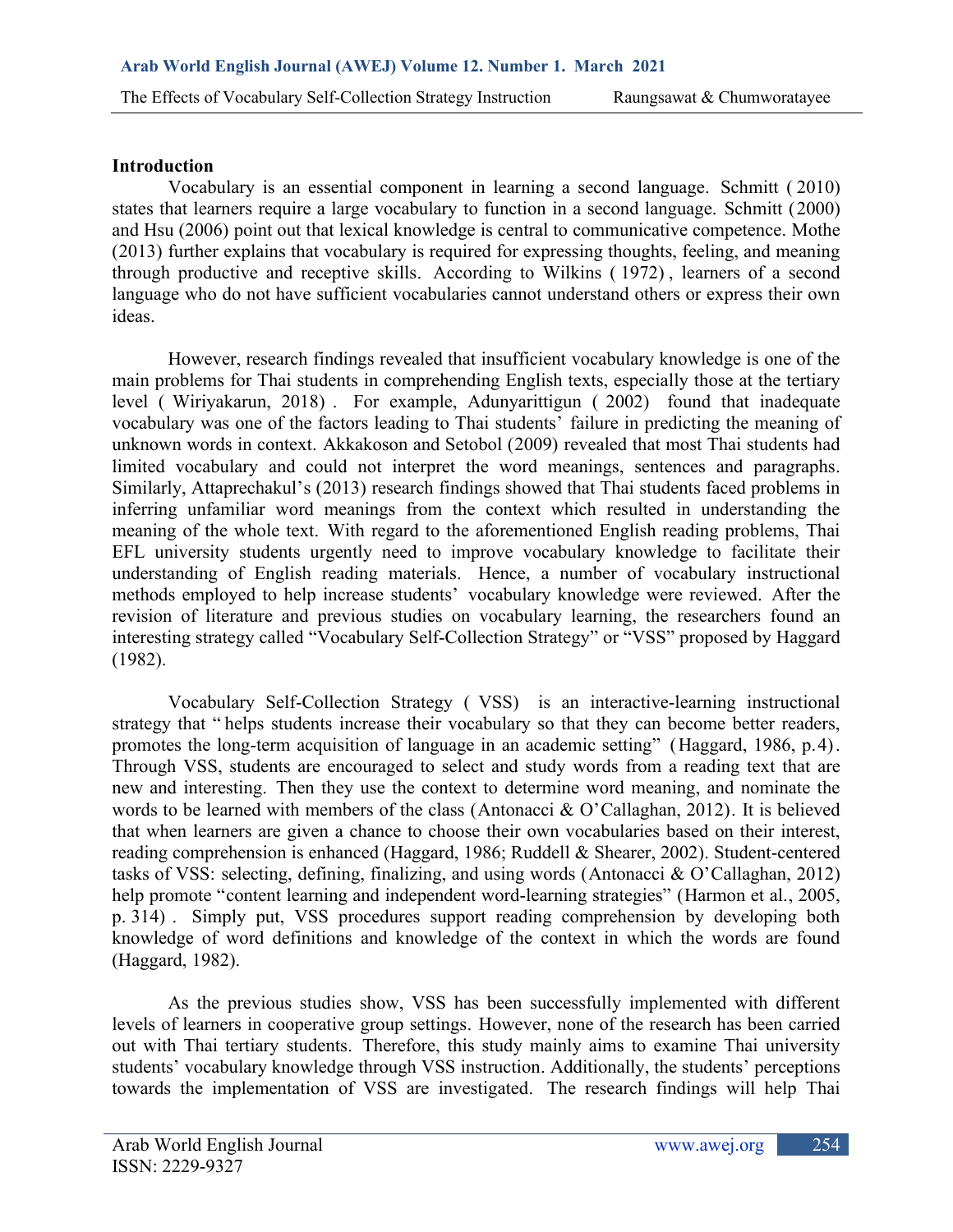## Introduction

Vocabulary is an essential component in learning a second language. Schmitt (2010) states that learners require a large vocabulary to function in a second language. Schmitt (2000) and Hsu (2006) point out that lexical knowledge is central to communicative competence. Mothe (2013) further explains that vocabulary is required for expressing thoughts, feeling, and meaning through productive and receptive skills. According to Wilkins (1972), learners of a second language who do not have sufficient vocabularies cannot understand others or express their own ideas.

However, research findings revealed that insufficient vocabulary knowledge is one of the main problems for Thai students in comprehending English texts, especially those at the tertiary level (Wiriyakarun, 2018). For example, Adunyarittigun (2002) found that inadequate vocabulary was one of the factors leading to Thai students' failure in predicting the meaning of unknown words in context. Akkakoson and Setobol (2009) revealed that most Thai students had limited vocabulary and could not interpret the word meanings, sentences and paragraphs. Similarly, Attaprechakul's (2013) research findings showed that Thai students faced problems in inferring unfamiliar word meanings from the context which resulted in understanding the meaning of the whole text. With regard to the aforementioned English reading problems, Thai EFL university students urgently need to improve vocabulary knowledge to facilitate their understanding of English reading materials. Hence, a number of vocabulary instructional methods employed to help increase students' vocabulary knowledge were reviewed. After the revision of literature and previous studies on vocabulary learning, the researchers found an interesting strategy called "Vocabulary Self-Collection Strategy" or "VSS" proposed by Haggard (1982).

Vocabulary Self-Collection Strategy (VSS) is an interactive-learning instructional strategy that "helps students increase their vocabulary so that they can become better readers, promotes the long-term acquisition of language in an academic setting" (Haggard, 1986, p.4). Through VSS, students are encouraged to select and study words from a reading text that are new and interesting. Then they use the context to determine word meaning, and nominate the words to be learned with members of the class (Antonacci & O'Callaghan, 2012). It is believed that when learners are given a chance to choose their own vocabularies based on their interest, reading comprehension is enhanced (Haggard, 1986; Ruddell & Shearer, 2002). Student-centered tasks of VSS: selecting, defining, finalizing, and using words (Antonacci & O'Callaghan, 2012) help promote "content learning and independent word-learning strategies" (Harmon et al., 2005, p. 314). Simply put, VSS procedures support reading comprehension by developing both knowledge of word definitions and knowledge of the context in which the words are found (Haggard, 1982).

As the previous studies show, VSS has been successfully implemented with different levels of learners in cooperative group settings. However, none of the research has been carried out with Thai tertiary students. Therefore, this study mainly aims to examine Thai university students' vocabulary knowledge through VSS instruction. Additionally, the students' perceptions towards the implementation of VSS are investigated. The research findings will help Thai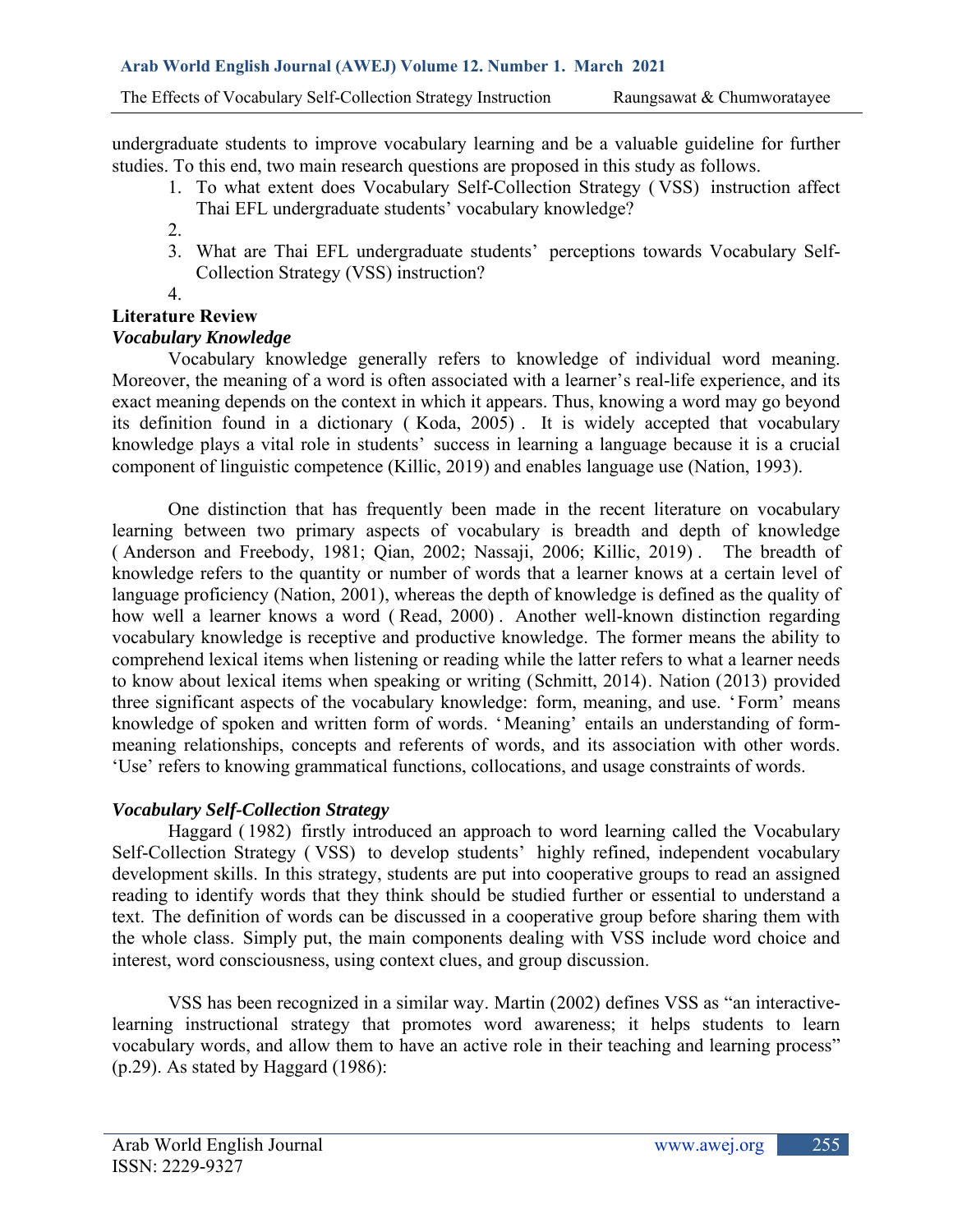undergraduate students to improve vocabulary learning and be a valuable guideline for further studies. To this end, two main research questions are proposed in this study as follows.

1. To what extent does Vocabulary Self-Collection Strategy (VSS) instruction affect Thai EFL undergraduate students' vocabulary knowledge?
2. 
3. What are Thai EFL undergraduate students' perceptions towards Vocabulary Self-Collection Strategy (VSS) instruction?
4. 

## Literature Review

### *Vocabulary Knowledge*

Vocabulary knowledge generally refers to knowledge of individual word meaning. Moreover, the meaning of a word is often associated with a learner's real-life experience, and its exact meaning depends on the context in which it appears. Thus, knowing a word may go beyond its definition found in a dictionary (Koda, 2005). It is widely accepted that vocabulary knowledge plays a vital role in students' success in learning a language because it is a crucial component of linguistic competence (Killic, 2019) and enables language use (Nation, 1993).

One distinction that has frequently been made in the recent literature on vocabulary learning between two primary aspects of vocabulary is breadth and depth of knowledge (Anderson and Freebody, 1981; Qian, 2002; Nassaji, 2006; Killic, 2019). The breadth of knowledge refers to the quantity or number of words that a learner knows at a certain level of language proficiency (Nation, 2001), whereas the depth of knowledge is defined as the quality of how well a learner knows a word (Read, 2000). Another well-known distinction regarding vocabulary knowledge is receptive and productive knowledge. The former means the ability to comprehend lexical items when listening or reading while the latter refers to what a learner needs to know about lexical items when speaking or writing (Schmitt, 2014). Nation (2013) provided three significant aspects of the vocabulary knowledge: form, meaning, and use. 'Form' means knowledge of spoken and written form of words. 'Meaning' entails an understanding of form-meaning relationships, concepts and referents of words, and its association with other words. 'Use' refers to knowing grammatical functions, collocations, and usage constraints of words.

### *Vocabulary Self-Collection Strategy*

Haggard (1982) firstly introduced an approach to word learning called the Vocabulary Self-Collection Strategy (VSS) to develop students' highly refined, independent vocabulary development skills. In this strategy, students are put into cooperative groups to read an assigned reading to identify words that they think should be studied further or essential to understand a text. The definition of words can be discussed in a cooperative group before sharing them with the whole class. Simply put, the main components dealing with VSS include word choice and interest, word consciousness, using context clues, and group discussion.

VSS has been recognized in a similar way. Martin (2002) defines VSS as "an interactive-learning instructional strategy that promotes word awareness; it helps students to learn vocabulary words, and allow them to have an active role in their teaching and learning process" (p.29). As stated by Haggard (1986):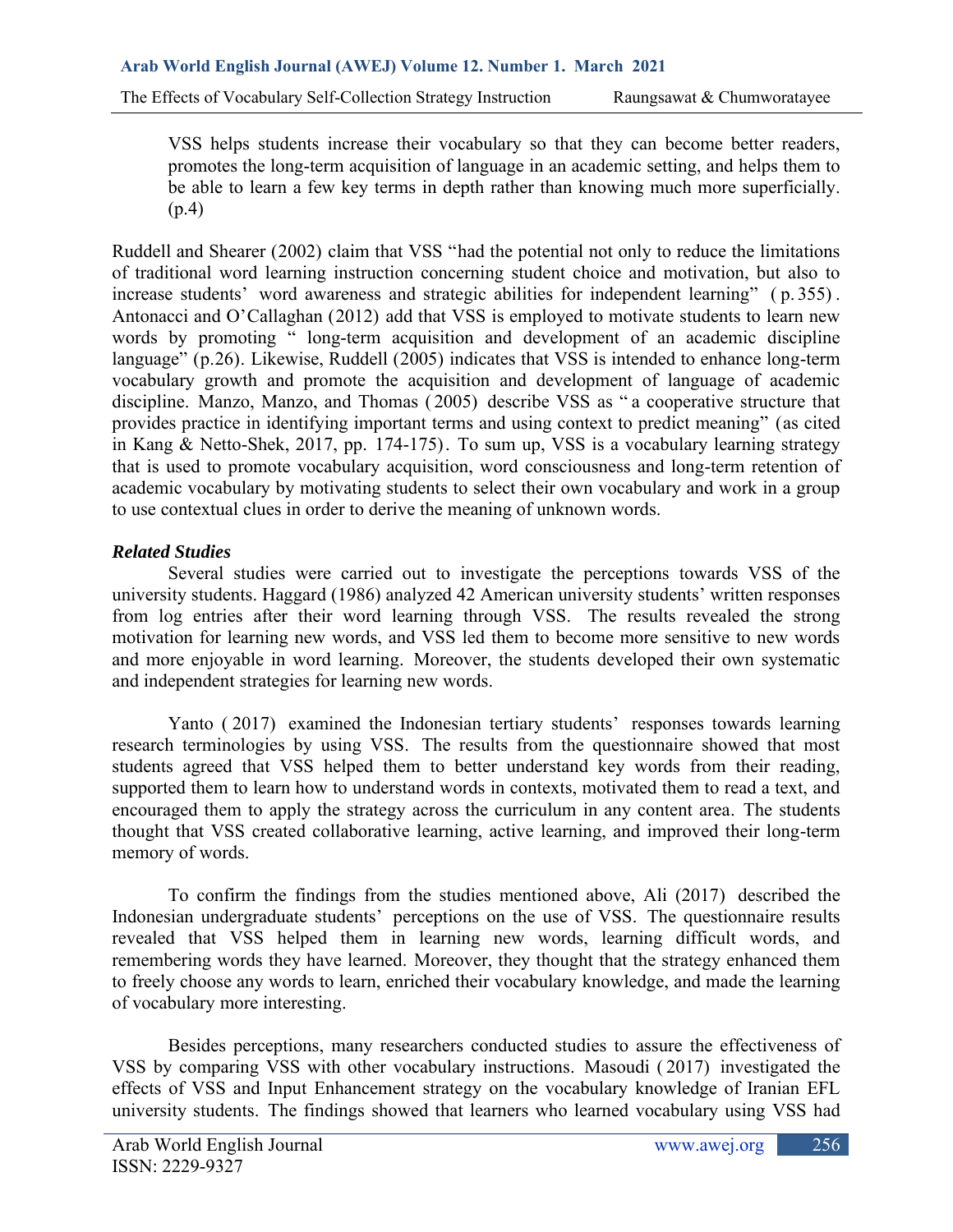> VSS helps students increase their vocabulary so that they can become better readers, promotes the long-term acquisition of language in an academic setting, and helps them to be able to learn a few key terms in depth rather than knowing much more superficially. (p.4)

Ruddell and Shearer (2002) claim that VSS "had the potential not only to reduce the limitations of traditional word learning instruction concerning student choice and motivation, but also to increase students' word awareness and strategic abilities for independent learning" (p.355). Antonacci and O'Callaghan (2012) add that VSS is employed to motivate students to learn new words by promoting " long-term acquisition and development of an academic discipline language" (p.26). Likewise, Ruddell (2005) indicates that VSS is intended to enhance long-term vocabulary growth and promote the acquisition and development of language of academic discipline. Manzo, Manzo, and Thomas (2005) describe VSS as "a cooperative structure that provides practice in identifying important terms and using context to predict meaning" (as cited in Kang & Netto-Shek, 2017, pp. 174-175). To sum up, VSS is a vocabulary learning strategy that is used to promote vocabulary acquisition, word consciousness and long-term retention of academic vocabulary by motivating students to select their own vocabulary and work in a group to use contextual clues in order to derive the meaning of unknown words.

***Related Studies***

Several studies were carried out to investigate the perceptions towards VSS of the university students. Haggard (1986) analyzed 42 American university students' written responses from log entries after their word learning through VSS. The results revealed the strong motivation for learning new words, and VSS led them to become more sensitive to new words and more enjoyable in word learning. Moreover, the students developed their own systematic and independent strategies for learning new words.

Yanto (2017) examined the Indonesian tertiary students' responses towards learning research terminologies by using VSS. The results from the questionnaire showed that most students agreed that VSS helped them to better understand key words from their reading, supported them to learn how to understand words in contexts, motivated them to read a text, and encouraged them to apply the strategy across the curriculum in any content area. The students thought that VSS created collaborative learning, active learning, and improved their long-term memory of words.

To confirm the findings from the studies mentioned above, Ali (2017) described the Indonesian undergraduate students' perceptions on the use of VSS. The questionnaire results revealed that VSS helped them in learning new words, learning difficult words, and remembering words they have learned. Moreover, they thought that the strategy enhanced them to freely choose any words to learn, enriched their vocabulary knowledge, and made the learning of vocabulary more interesting.

Besides perceptions, many researchers conducted studies to assure the effectiveness of VSS by comparing VSS with other vocabulary instructions. Masoudi (2017) investigated the effects of VSS and Input Enhancement strategy on the vocabulary knowledge of Iranian EFL university students. The findings showed that learners who learned vocabulary using VSS had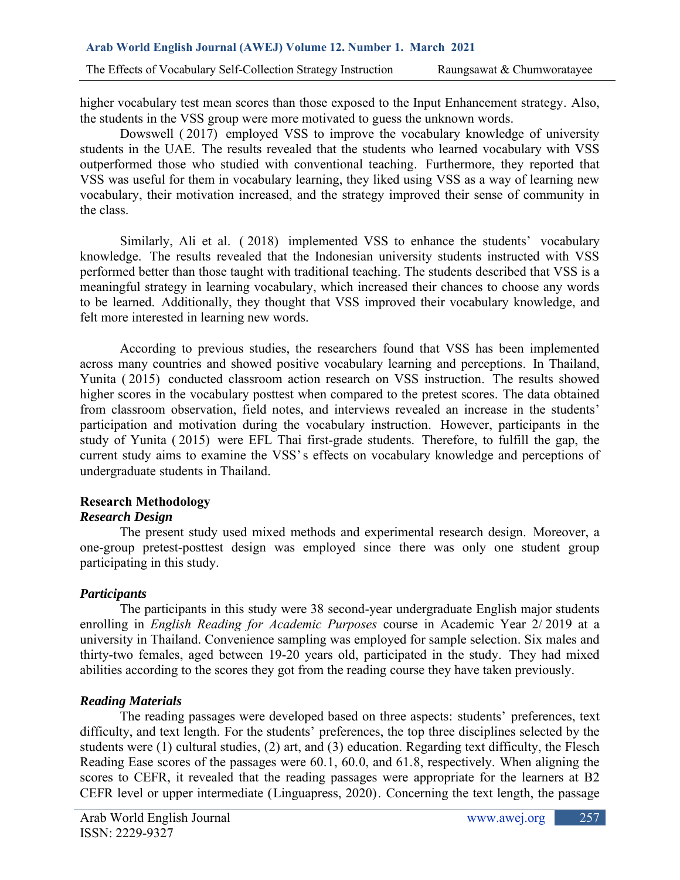higher vocabulary test mean scores than those exposed to the Input Enhancement strategy. Also, the students in the VSS group were more motivated to guess the unknown words.

Dowswell (2017) employed VSS to improve the vocabulary knowledge of university students in the UAE. The results revealed that the students who learned vocabulary with VSS outperformed those who studied with conventional teaching. Furthermore, they reported that VSS was useful for them in vocabulary learning, they liked using VSS as a way of learning new vocabulary, their motivation increased, and the strategy improved their sense of community in the class.

Similarly, Ali et al. (2018) implemented VSS to enhance the students' vocabulary knowledge. The results revealed that the Indonesian university students instructed with VSS performed better than those taught with traditional teaching. The students described that VSS is a meaningful strategy in learning vocabulary, which increased their chances to choose any words to be learned. Additionally, they thought that VSS improved their vocabulary knowledge, and felt more interested in learning new words.

According to previous studies, the researchers found that VSS has been implemented across many countries and showed positive vocabulary learning and perceptions. In Thailand, Yunita (2015) conducted classroom action research on VSS instruction. The results showed higher scores in the vocabulary posttest when compared to the pretest scores. The data obtained from classroom observation, field notes, and interviews revealed an increase in the students' participation and motivation during the vocabulary instruction. However, participants in the study of Yunita (2015) were EFL Thai first-grade students. Therefore, to fulfill the gap, the current study aims to examine the VSS's effects on vocabulary knowledge and perceptions of undergraduate students in Thailand.

## Research Methodology

### *Research Design*

The present study used mixed methods and experimental research design. Moreover, a one-group pretest-posttest design was employed since there was only one student group participating in this study.

### *Participants*

The participants in this study were 38 second-year undergraduate English major students enrolling in *English Reading for Academic Purposes* course in Academic Year 2/2019 at a university in Thailand. Convenience sampling was employed for sample selection. Six males and thirty-two females, aged between 19-20 years old, participated in the study. They had mixed abilities according to the scores they got from the reading course they have taken previously.

### *Reading Materials*

The reading passages were developed based on three aspects: students' preferences, text difficulty, and text length. For the students' preferences, the top three disciplines selected by the students were (1) cultural studies, (2) art, and (3) education. Regarding text difficulty, the Flesch Reading Ease scores of the passages were 60.1, 60.0, and 61.8, respectively. When aligning the scores to CEFR, it revealed that the reading passages were appropriate for the learners at B2 CEFR level or upper intermediate (Linguapress, 2020). Concerning the text length, the passage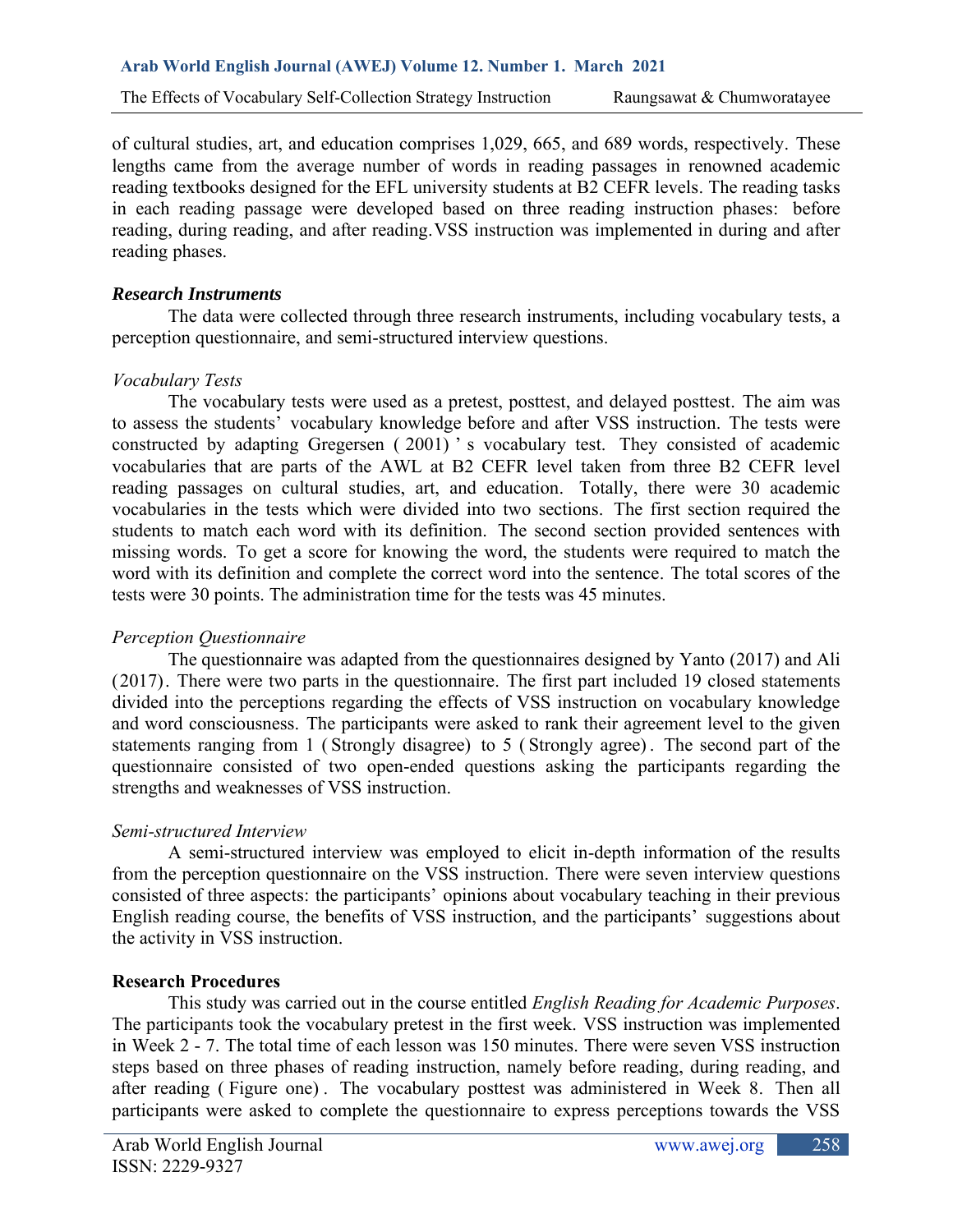of cultural studies, art, and education comprises 1,029, 665, and 689 words, respectively. These lengths came from the average number of words in reading passages in renowned academic reading textbooks designed for the EFL university students at B2 CEFR levels. The reading tasks in each reading passage were developed based on three reading instruction phases: before reading, during reading, and after reading. VSS instruction was implemented in during and after reading phases.

### *Research Instruments*

The data were collected through three research instruments, including vocabulary tests, a perception questionnaire, and semi-structured interview questions.

#### *Vocabulary Tests*

The vocabulary tests were used as a pretest, posttest, and delayed posttest. The aim was to assess the students' vocabulary knowledge before and after VSS instruction. The tests were constructed by adapting Gregersen (2001)'s vocabulary test. They consisted of academic vocabularies that are parts of the AWL at B2 CEFR level taken from three B2 CEFR level reading passages on cultural studies, art, and education. Totally, there were 30 academic vocabularies in the tests which were divided into two sections. The first section required the students to match each word with its definition. The second section provided sentences with missing words. To get a score for knowing the word, the students were required to match the word with its definition and complete the correct word into the sentence. The total scores of the tests were 30 points. The administration time for the tests was 45 minutes.

#### *Perception Questionnaire*

The questionnaire was adapted from the questionnaires designed by Yanto (2017) and Ali (2017). There were two parts in the questionnaire. The first part included 19 closed statements divided into the perceptions regarding the effects of VSS instruction on vocabulary knowledge and word consciousness. The participants were asked to rank their agreement level to the given statements ranging from 1 (Strongly disagree) to 5 (Strongly agree). The second part of the questionnaire consisted of two open-ended questions asking the participants regarding the strengths and weaknesses of VSS instruction.

#### *Semi-structured Interview*

A semi-structured interview was employed to elicit in-depth information of the results from the perception questionnaire on the VSS instruction. There were seven interview questions consisted of three aspects: the participants' opinions about vocabulary teaching in their previous English reading course, the benefits of VSS instruction, and the participants' suggestions about the activity in VSS instruction.

## **Research Procedures**

This study was carried out in the course entitled *English Reading for Academic Purposes*. The participants took the vocabulary pretest in the first week. VSS instruction was implemented in Week 2 - 7. The total time of each lesson was 150 minutes. There were seven VSS instruction steps based on three phases of reading instruction, namely before reading, during reading, and after reading (Figure one). The vocabulary posttest was administered in Week 8. Then all participants were asked to complete the questionnaire to express perceptions towards the VSS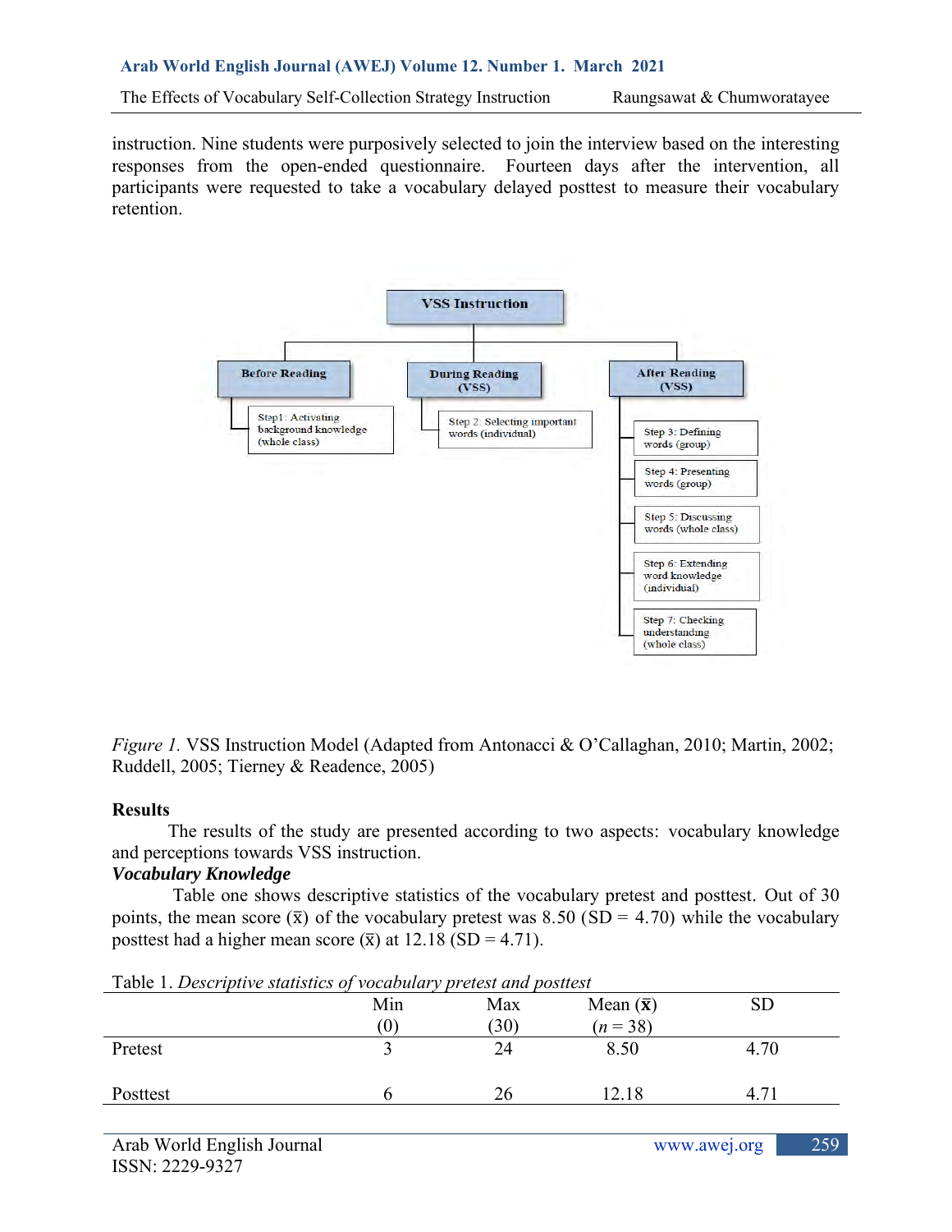instruction. Nine students were purposively selected to join the interview based on the interesting responses from the open-ended questionnaire. Fourteen days after the intervention, all participants were requested to take a vocabulary delayed posttest to measure their vocabulary retention.

**VSS Instruction**

- **Before Reading**
  - Step1: Activating background knowledge (whole class)
- **During Reading (VSS)**
  - Step 2: Selecting important words (individual)
- **After Reading (VSS)**
  - Step 3: Defining words (group)
  - Step 4: Presenting words (group)
  - Step 5: Discussing words (whole class)
  - Step 6: Extending word knowledge (individual)
  - Step 7: Checking understanding (whole class)

*Figure 1.* VSS Instruction Model (Adapted from Antonacci & O'Callaghan, 2010; Martin, 2002; Ruddell, 2005; Tierney & Readence, 2005)

## Results

The results of the study are presented according to two aspects: vocabulary knowledge and perceptions towards VSS instruction.

### *Vocabulary Knowledge*

Table one shows descriptive statistics of the vocabulary pretest and posttest. Out of 30 points, the mean score ($\bar{x}$) of the vocabulary pretest was 8.50 (SD = 4.70) while the vocabulary posttest had a higher mean score ($\bar{x}$) at 12.18 (SD = 4.71).

Table 1. *Descriptive statistics of vocabulary pretest and posttest*

| | Min (0) | Max (30) | Mean ($\bar{x}$) ($n$ = 38) | SD |
|---|---|---|---|---|
| Pretest | 3 | 24 | 8.50 | 4.70 |
| Posttest | 6 | 26 | 12.18 | 4.71 |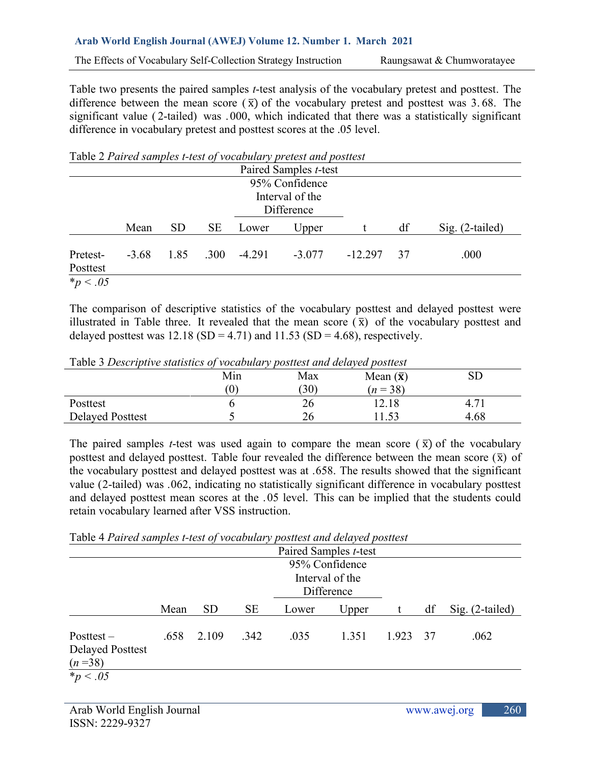Table two presents the paired samples *t*-test analysis of the vocabulary pretest and posttest. The difference between the mean score ($\bar{x}$) of the vocabulary pretest and posttest was 3.68. The significant value (2-tailed) was .000, which indicated that there was a statistically significant difference in vocabulary pretest and posttest scores at the .05 level.

Table 2 *Paired samples t-test of vocabulary pretest and posttest*

| | Paired Samples *t*-test | | | | | | | |
|---|---|---|---|---|---|---|---|---|
| | | | | 95% Confidence Interval of the Difference | | | | |
| | Mean | SD | SE | Lower | Upper | t | df | Sig. (2-tailed) |
| Pretest-Posttest | -3.68 | 1.85 | .300 | -4.291 | -3.077 | -12.297 | 37 | .000 |

*$p < .05$

The comparison of descriptive statistics of the vocabulary posttest and delayed posttest were illustrated in Table three. It revealed that the mean score ($\bar{x}$) of the vocabulary posttest and delayed posttest was 12.18 (SD = 4.71) and 11.53 (SD = 4.68), respectively.

Table 3 *Descriptive statistics of vocabulary posttest and delayed posttest*

| | Min (0) | Max (30) | Mean ($\bar{x}$) ($n$ = 38) | SD |
|---|---|---|---|---|
| Posttest | 6 | 26 | 12.18 | 4.71 |
| Delayed Posttest | 5 | 26 | 11.53 | 4.68 |

The paired samples *t*-test was used again to compare the mean score ($\bar{x}$) of the vocabulary posttest and delayed posttest. Table four revealed the difference between the mean score ($\bar{x}$) of the vocabulary posttest and delayed posttest was at .658. The results showed that the significant value (2-tailed) was .062, indicating no statistically significant difference in vocabulary posttest and delayed posttest mean scores at the .05 level. This can be implied that the students could retain vocabulary learned after VSS instruction.

Table 4 *Paired samples t-test of vocabulary posttest and delayed posttest*

| | Paired Samples *t*-test | | | | | | | |
|---|---|---|---|---|---|---|---|---|
| | | | | 95% Confidence Interval of the Difference | | | | |
| | Mean | SD | SE | Lower | Upper | t | df | Sig. (2-tailed) |
| Posttest – Delayed Posttest ($n$ =38) | .658 | 2.109 | .342 | .035 | 1.351 | 1.923 | 37 | .062 |

*$p < .05$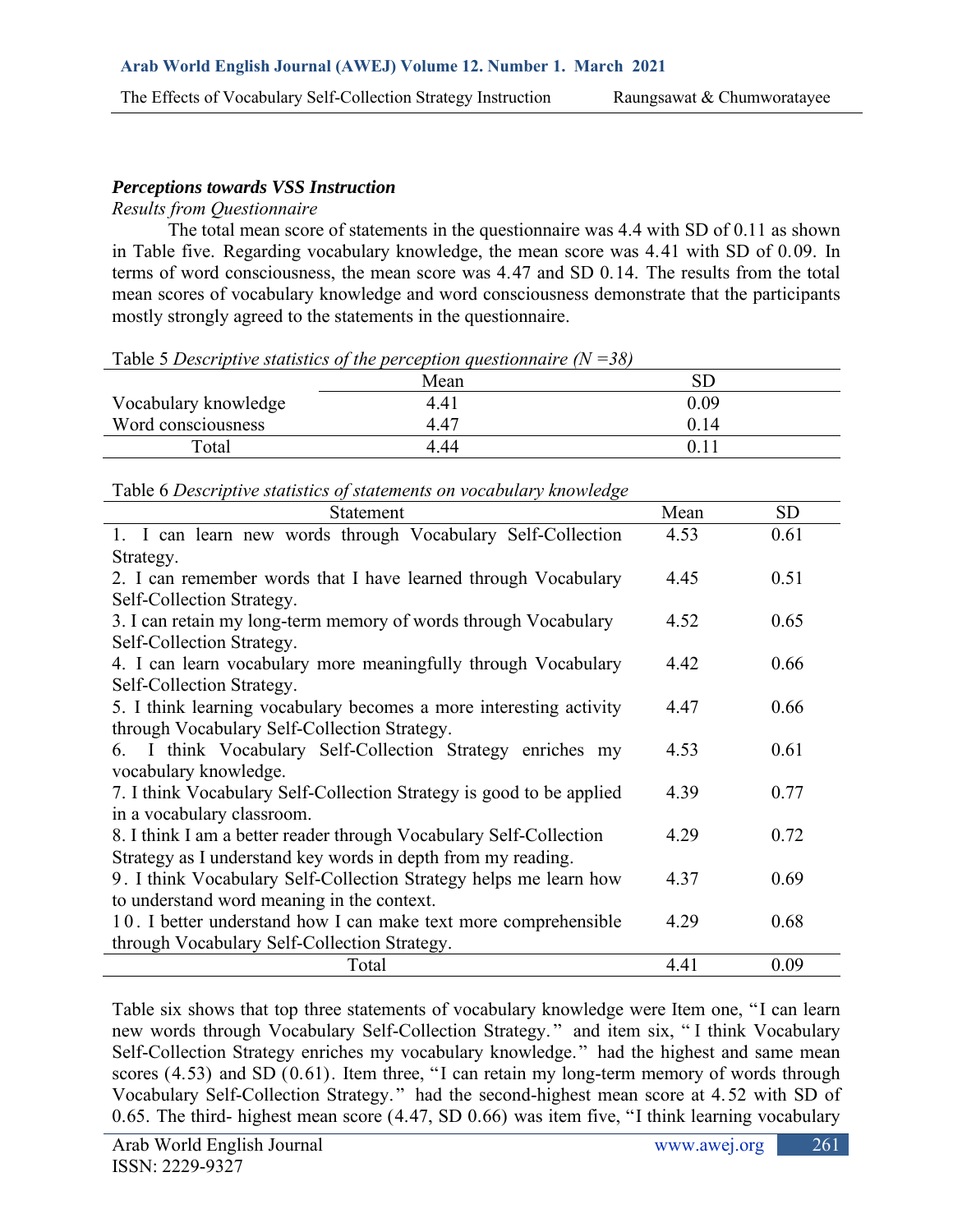### *Perceptions towards VSS Instruction*

*Results from Questionnaire*

The total mean score of statements in the questionnaire was 4.4 with SD of 0.11 as shown in Table five. Regarding vocabulary knowledge, the mean score was 4.41 with SD of 0.09. In terms of word consciousness, the mean score was 4.47 and SD 0.14. The results from the total mean scores of vocabulary knowledge and word consciousness demonstrate that the participants mostly strongly agreed to the statements in the questionnaire.

Table 5 *Descriptive statistics of the perception questionnaire (N =38)*

| | Mean | SD |
|---|---|---|
| Vocabulary knowledge | 4.41 | 0.09 |
| Word consciousness | 4.47 | 0.14 |
| Total | 4.44 | 0.11 |

Table 6 *Descriptive statistics of statements on vocabulary knowledge*

| Statement | Mean | SD |
|---|---|---|
| 1. I can learn new words through Vocabulary Self-Collection Strategy. | 4.53 | 0.61 |
| 2. I can remember words that I have learned through Vocabulary Self-Collection Strategy. | 4.45 | 0.51 |
| 3. I can retain my long-term memory of words through Vocabulary Self-Collection Strategy. | 4.52 | 0.65 |
| 4. I can learn vocabulary more meaningfully through Vocabulary Self-Collection Strategy. | 4.42 | 0.66 |
| 5. I think learning vocabulary becomes a more interesting activity through Vocabulary Self-Collection Strategy. | 4.47 | 0.66 |
| 6. I think Vocabulary Self-Collection Strategy enriches my vocabulary knowledge. | 4.53 | 0.61 |
| 7. I think Vocabulary Self-Collection Strategy is good to be applied in a vocabulary classroom. | 4.39 | 0.77 |
| 8. I think I am a better reader through Vocabulary Self-Collection Strategy as I understand key words in depth from my reading. | 4.29 | 0.72 |
| 9. I think Vocabulary Self-Collection Strategy helps me learn how to understand word meaning in the context. | 4.37 | 0.69 |
| 10. I better understand how I can make text more comprehensible through Vocabulary Self-Collection Strategy. | 4.29 | 0.68 |
| Total | 4.41 | 0.09 |

Table six shows that top three statements of vocabulary knowledge were Item one, "I can learn new words through Vocabulary Self-Collection Strategy." and item six, "I think Vocabulary Self-Collection Strategy enriches my vocabulary knowledge." had the highest and same mean scores (4.53) and SD (0.61). Item three, "I can retain my long-term memory of words through Vocabulary Self-Collection Strategy." had the second-highest mean score at 4.52 with SD of 0.65. The third- highest mean score (4.47, SD 0.66) was item five, "I think learning vocabulary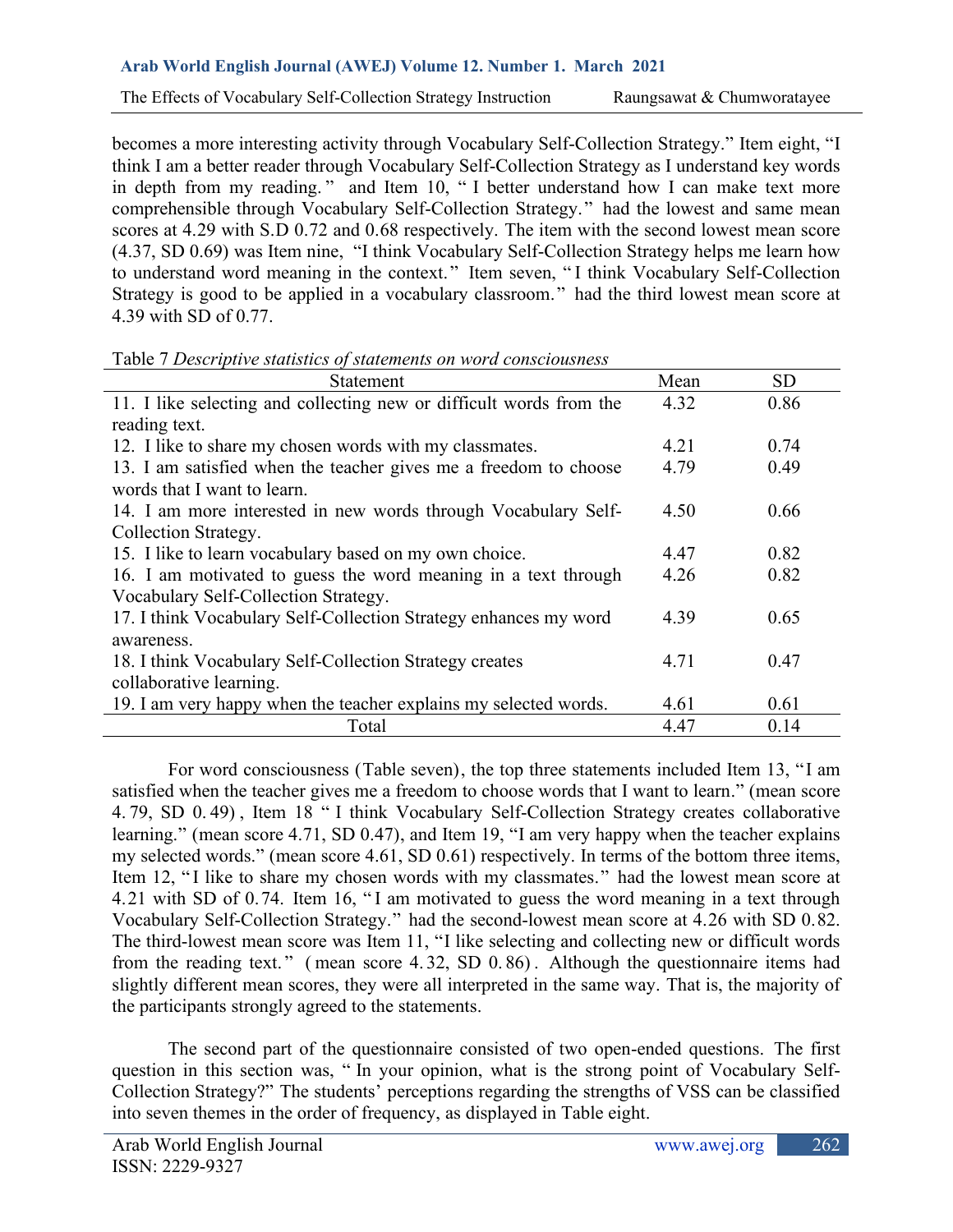becomes a more interesting activity through Vocabulary Self-Collection Strategy." Item eight, "I think I am a better reader through Vocabulary Self-Collection Strategy as I understand key words in depth from my reading." and Item 10, "I better understand how I can make text more comprehensible through Vocabulary Self-Collection Strategy." had the lowest and same mean scores at 4.29 with S.D 0.72 and 0.68 respectively. The item with the second lowest mean score (4.37, SD 0.69) was Item nine, "I think Vocabulary Self-Collection Strategy helps me learn how to understand word meaning in the context." Item seven, "I think Vocabulary Self-Collection Strategy is good to be applied in a vocabulary classroom." had the third lowest mean score at 4.39 with SD of 0.77.

Table 7 *Descriptive statistics of statements on word consciousness*

| Statement | Mean | SD |
|---|---|---|
| 11. I like selecting and collecting new or difficult words from the reading text. | 4.32 | 0.86 |
| 12. I like to share my chosen words with my classmates. | 4.21 | 0.74 |
| 13. I am satisfied when the teacher gives me a freedom to choose words that I want to learn. | 4.79 | 0.49 |
| 14. I am more interested in new words through Vocabulary Self-Collection Strategy. | 4.50 | 0.66 |
| 15. I like to learn vocabulary based on my own choice. | 4.47 | 0.82 |
| 16. I am motivated to guess the word meaning in a text through Vocabulary Self-Collection Strategy. | 4.26 | 0.82 |
| 17. I think Vocabulary Self-Collection Strategy enhances my word awareness. | 4.39 | 0.65 |
| 18. I think Vocabulary Self-Collection Strategy creates collaborative learning. | 4.71 | 0.47 |
| 19. I am very happy when the teacher explains my selected words. | 4.61 | 0.61 |
| Total | 4.47 | 0.14 |

For word consciousness (Table seven), the top three statements included Item 13, "I am satisfied when the teacher gives me a freedom to choose words that I want to learn." (mean score 4.79, SD 0.49), Item 18 "I think Vocabulary Self-Collection Strategy creates collaborative learning." (mean score 4.71, SD 0.47), and Item 19, "I am very happy when the teacher explains my selected words." (mean score 4.61, SD 0.61) respectively. In terms of the bottom three items, Item 12, "I like to share my chosen words with my classmates." had the lowest mean score at 4.21 with SD of 0.74. Item 16, "I am motivated to guess the word meaning in a text through Vocabulary Self-Collection Strategy." had the second-lowest mean score at 4.26 with SD 0.82. The third-lowest mean score was Item 11, "I like selecting and collecting new or difficult words from the reading text." (mean score 4.32, SD 0.86). Although the questionnaire items had slightly different mean scores, they were all interpreted in the same way. That is, the majority of the participants strongly agreed to the statements.

The second part of the questionnaire consisted of two open-ended questions. The first question in this section was, "In your opinion, what is the strong point of Vocabulary Self-Collection Strategy?" The students' perceptions regarding the strengths of VSS can be classified into seven themes in the order of frequency, as displayed in Table eight.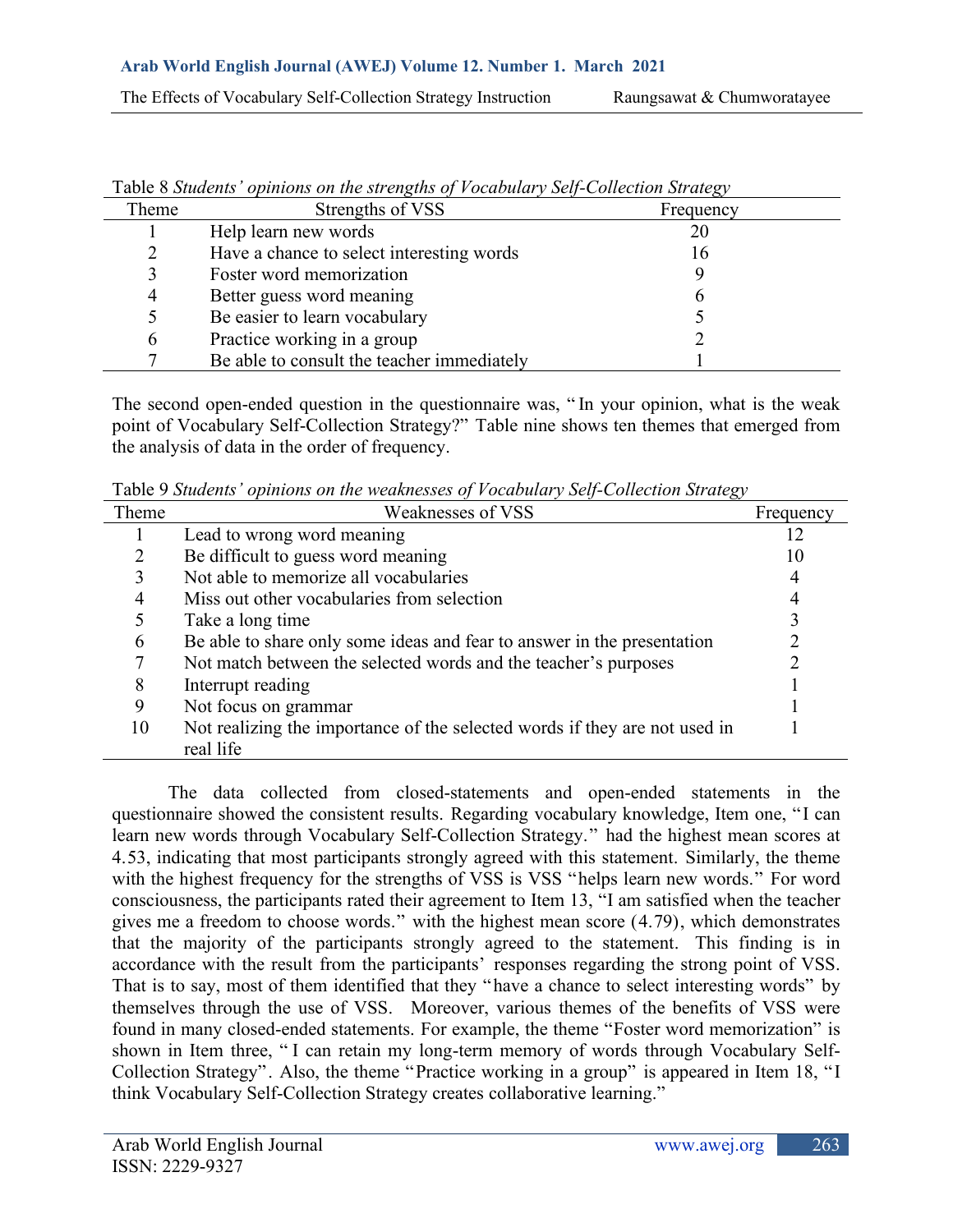Table 8 *Students' opinions on the strengths of Vocabulary Self-Collection Strategy*

| Theme | Strengths of VSS | Frequency |
|---|---|---|
| 1 | Help learn new words | 20 |
| 2 | Have a chance to select interesting words | 16 |
| 3 | Foster word memorization | 9 |
| 4 | Better guess word meaning | 6 |
| 5 | Be easier to learn vocabulary | 5 |
| 6 | Practice working in a group | 2 |
| 7 | Be able to consult the teacher immediately | 1 |

The second open-ended question in the questionnaire was, " In your opinion, what is the weak point of Vocabulary Self-Collection Strategy?" Table nine shows ten themes that emerged from the analysis of data in the order of frequency.

Table 9 *Students' opinions on the weaknesses of Vocabulary Self-Collection Strategy*

| Theme | Weaknesses of VSS | Frequency |
|---|---|---|
| 1 | Lead to wrong word meaning | 12 |
| 2 | Be difficult to guess word meaning | 10 |
| 3 | Not able to memorize all vocabularies | 4 |
| 4 | Miss out other vocabularies from selection | 4 |
| 5 | Take a long time | 3 |
| 6 | Be able to share only some ideas and fear to answer in the presentation | 2 |
| 7 | Not match between the selected words and the teacher's purposes | 2 |
| 8 | Interrupt reading | 1 |
| 9 | Not focus on grammar | 1 |
| 10 | Not realizing the importance of the selected words if they are not used in real life | 1 |

The data collected from closed-statements and open-ended statements in the questionnaire showed the consistent results. Regarding vocabulary knowledge, Item one, "I can learn new words through Vocabulary Self-Collection Strategy." had the highest mean scores at 4.53, indicating that most participants strongly agreed with this statement. Similarly, the theme with the highest frequency for the strengths of VSS is VSS "helps learn new words." For word consciousness, the participants rated their agreement to Item 13, "I am satisfied when the teacher gives me a freedom to choose words." with the highest mean score (4.79), which demonstrates that the majority of the participants strongly agreed to the statement. This finding is in accordance with the result from the participants' responses regarding the strong point of VSS. That is to say, most of them identified that they "have a chance to select interesting words" by themselves through the use of VSS. Moreover, various themes of the benefits of VSS were found in many closed-ended statements. For example, the theme "Foster word memorization" is shown in Item three, " I can retain my long-term memory of words through Vocabulary Self-Collection Strategy". Also, the theme "Practice working in a group" is appeared in Item 18, "I think Vocabulary Self-Collection Strategy creates collaborative learning."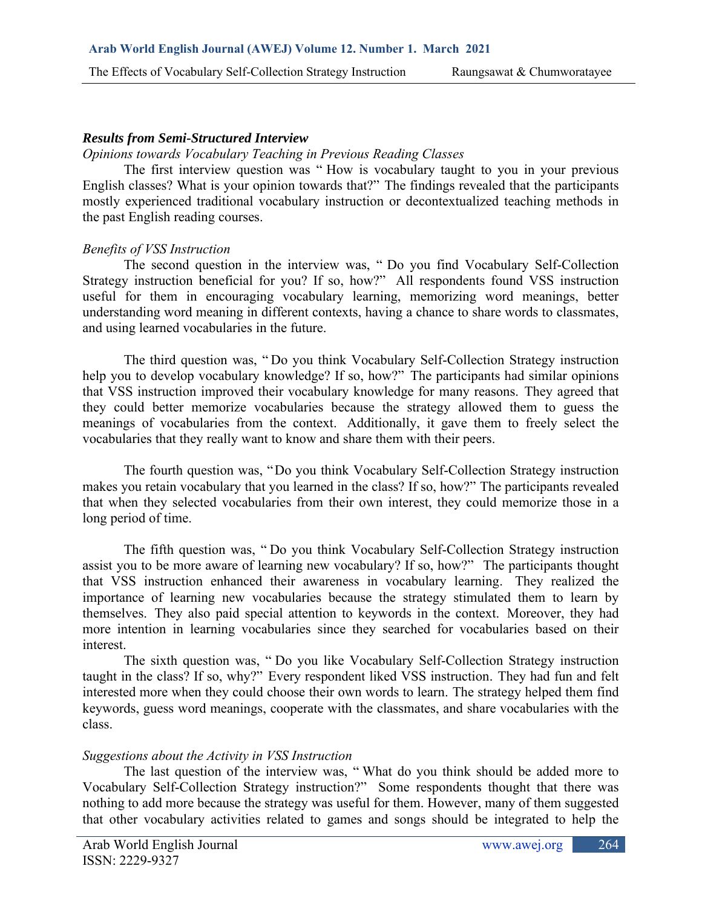### *Results from Semi-Structured Interview*

*Opinions towards Vocabulary Teaching in Previous Reading Classes*

The first interview question was " How is vocabulary taught to you in your previous English classes? What is your opinion towards that?" The findings revealed that the participants mostly experienced traditional vocabulary instruction or decontextualized teaching methods in the past English reading courses.

*Benefits of VSS Instruction*

The second question in the interview was, " Do you find Vocabulary Self-Collection Strategy instruction beneficial for you? If so, how?" All respondents found VSS instruction useful for them in encouraging vocabulary learning, memorizing word meanings, better understanding word meaning in different contexts, having a chance to share words to classmates, and using learned vocabularies in the future.

The third question was, " Do you think Vocabulary Self-Collection Strategy instruction help you to develop vocabulary knowledge? If so, how?" The participants had similar opinions that VSS instruction improved their vocabulary knowledge for many reasons. They agreed that they could better memorize vocabularies because the strategy allowed them to guess the meanings of vocabularies from the context. Additionally, it gave them to freely select the vocabularies that they really want to know and share them with their peers.

The fourth question was, "Do you think Vocabulary Self-Collection Strategy instruction makes you retain vocabulary that you learned in the class? If so, how?" The participants revealed that when they selected vocabularies from their own interest, they could memorize those in a long period of time.

The fifth question was, " Do you think Vocabulary Self-Collection Strategy instruction assist you to be more aware of learning new vocabulary? If so, how?" The participants thought that VSS instruction enhanced their awareness in vocabulary learning. They realized the importance of learning new vocabularies because the strategy stimulated them to learn by themselves. They also paid special attention to keywords in the context. Moreover, they had more intention in learning vocabularies since they searched for vocabularies based on their interest.

The sixth question was, " Do you like Vocabulary Self-Collection Strategy instruction taught in the class? If so, why?" Every respondent liked VSS instruction. They had fun and felt interested more when they could choose their own words to learn. The strategy helped them find keywords, guess word meanings, cooperate with the classmates, and share vocabularies with the class.

*Suggestions about the Activity in VSS Instruction*

The last question of the interview was, " What do you think should be added more to Vocabulary Self-Collection Strategy instruction?" Some respondents thought that there was nothing to add more because the strategy was useful for them. However, many of them suggested that other vocabulary activities related to games and songs should be integrated to help the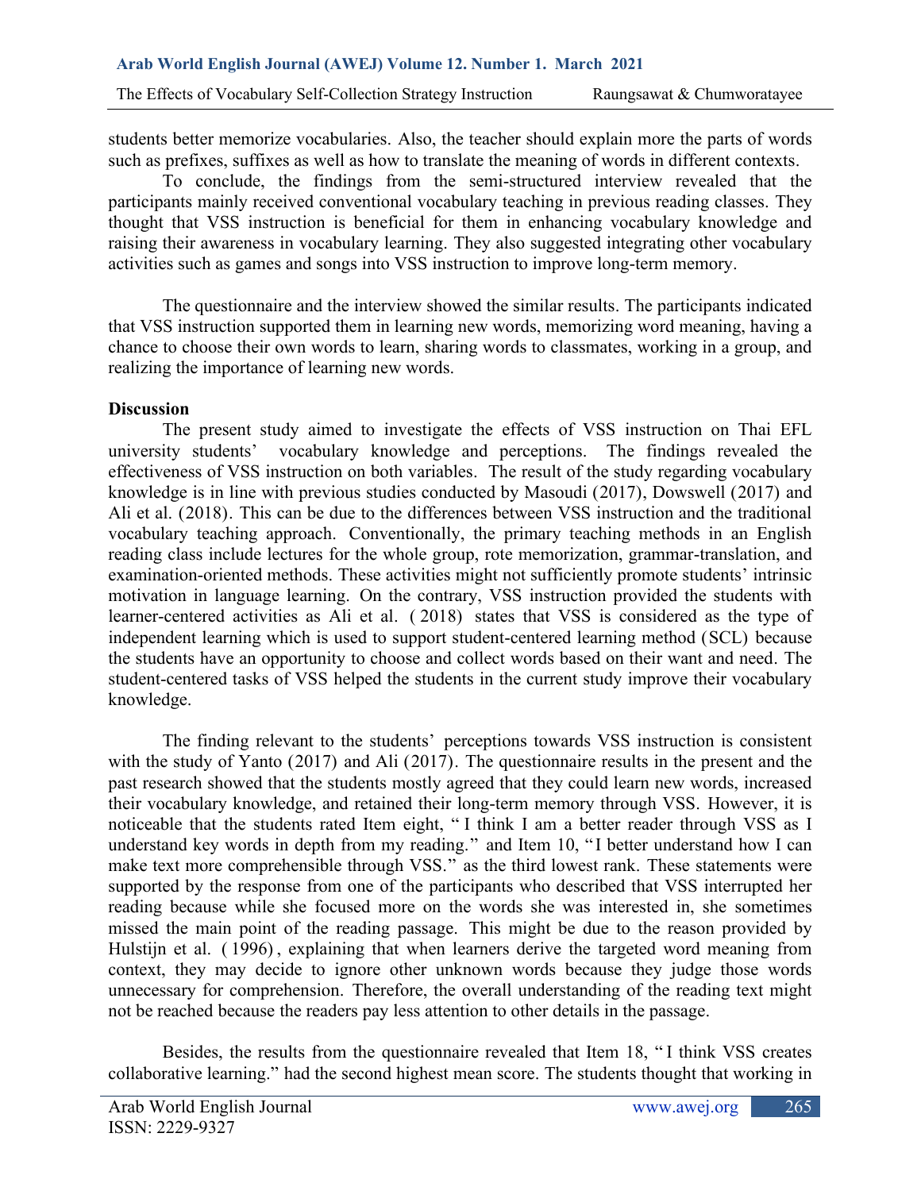students better memorize vocabularies. Also, the teacher should explain more the parts of words such as prefixes, suffixes as well as how to translate the meaning of words in different contexts.

To conclude, the findings from the semi-structured interview revealed that the participants mainly received conventional vocabulary teaching in previous reading classes. They thought that VSS instruction is beneficial for them in enhancing vocabulary knowledge and raising their awareness in vocabulary learning. They also suggested integrating other vocabulary activities such as games and songs into VSS instruction to improve long-term memory.

The questionnaire and the interview showed the similar results. The participants indicated that VSS instruction supported them in learning new words, memorizing word meaning, having a chance to choose their own words to learn, sharing words to classmates, working in a group, and realizing the importance of learning new words.

**Discussion**

The present study aimed to investigate the effects of VSS instruction on Thai EFL university students' vocabulary knowledge and perceptions. The findings revealed the effectiveness of VSS instruction on both variables. The result of the study regarding vocabulary knowledge is in line with previous studies conducted by Masoudi (2017), Dowswell (2017) and Ali et al. (2018). This can be due to the differences between VSS instruction and the traditional vocabulary teaching approach. Conventionally, the primary teaching methods in an English reading class include lectures for the whole group, rote memorization, grammar-translation, and examination-oriented methods. These activities might not sufficiently promote students' intrinsic motivation in language learning. On the contrary, VSS instruction provided the students with learner-centered activities as Ali et al. (2018) states that VSS is considered as the type of independent learning which is used to support student-centered learning method (SCL) because the students have an opportunity to choose and collect words based on their want and need. The student-centered tasks of VSS helped the students in the current study improve their vocabulary knowledge.

The finding relevant to the students' perceptions towards VSS instruction is consistent with the study of Yanto (2017) and Ali (2017). The questionnaire results in the present and the past research showed that the students mostly agreed that they could learn new words, increased their vocabulary knowledge, and retained their long-term memory through VSS. However, it is noticeable that the students rated Item eight, "I think I am a better reader through VSS as I understand key words in depth from my reading." and Item 10, "I better understand how I can make text more comprehensible through VSS." as the third lowest rank. These statements were supported by the response from one of the participants who described that VSS interrupted her reading because while she focused more on the words she was interested in, she sometimes missed the main point of the reading passage. This might be due to the reason provided by Hulstijn et al. (1996), explaining that when learners derive the targeted word meaning from context, they may decide to ignore other unknown words because they judge those words unnecessary for comprehension. Therefore, the overall understanding of the reading text might not be reached because the readers pay less attention to other details in the passage.

Besides, the results from the questionnaire revealed that Item 18, "I think VSS creates collaborative learning." had the second highest mean score. The students thought that working in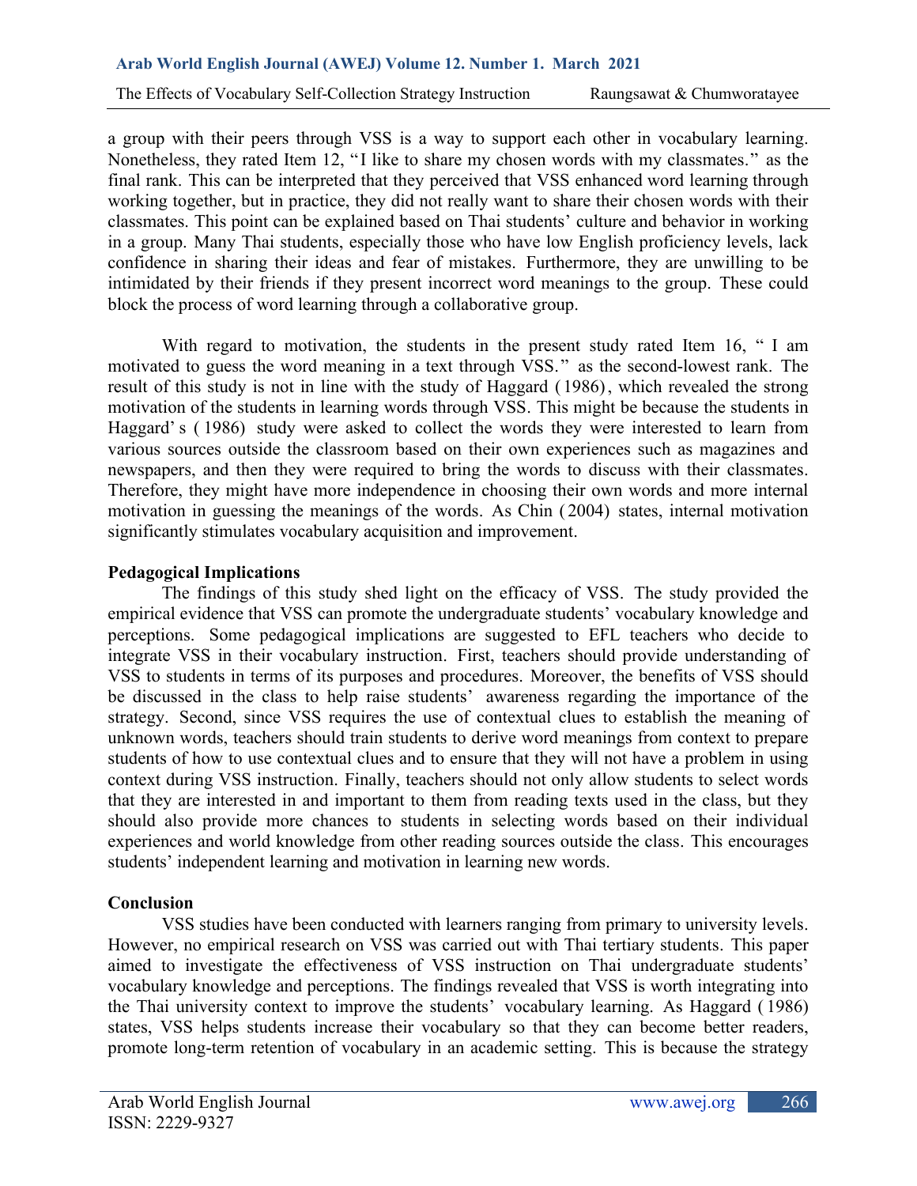a group with their peers through VSS is a way to support each other in vocabulary learning. Nonetheless, they rated Item 12, "I like to share my chosen words with my classmates." as the final rank. This can be interpreted that they perceived that VSS enhanced word learning through working together, but in practice, they did not really want to share their chosen words with their classmates. This point can be explained based on Thai students' culture and behavior in working in a group. Many Thai students, especially those who have low English proficiency levels, lack confidence in sharing their ideas and fear of mistakes. Furthermore, they are unwilling to be intimidated by their friends if they present incorrect word meanings to the group. These could block the process of word learning through a collaborative group.

With regard to motivation, the students in the present study rated Item 16, " I am motivated to guess the word meaning in a text through VSS." as the second-lowest rank. The result of this study is not in line with the study of Haggard (1986), which revealed the strong motivation of the students in learning words through VSS. This might be because the students in Haggard's (1986) study were asked to collect the words they were interested to learn from various sources outside the classroom based on their own experiences such as magazines and newspapers, and then they were required to bring the words to discuss with their classmates. Therefore, they might have more independence in choosing their own words and more internal motivation in guessing the meanings of the words. As Chin (2004) states, internal motivation significantly stimulates vocabulary acquisition and improvement.

## Pedagogical Implications

The findings of this study shed light on the efficacy of VSS. The study provided the empirical evidence that VSS can promote the undergraduate students' vocabulary knowledge and perceptions. Some pedagogical implications are suggested to EFL teachers who decide to integrate VSS in their vocabulary instruction. First, teachers should provide understanding of VSS to students in terms of its purposes and procedures. Moreover, the benefits of VSS should be discussed in the class to help raise students' awareness regarding the importance of the strategy. Second, since VSS requires the use of contextual clues to establish the meaning of unknown words, teachers should train students to derive word meanings from context to prepare students of how to use contextual clues and to ensure that they will not have a problem in using context during VSS instruction. Finally, teachers should not only allow students to select words that they are interested in and important to them from reading texts used in the class, but they should also provide more chances to students in selecting words based on their individual experiences and world knowledge from other reading sources outside the class. This encourages students' independent learning and motivation in learning new words.

## Conclusion

VSS studies have been conducted with learners ranging from primary to university levels. However, no empirical research on VSS was carried out with Thai tertiary students. This paper aimed to investigate the effectiveness of VSS instruction on Thai undergraduate students' vocabulary knowledge and perceptions. The findings revealed that VSS is worth integrating into the Thai university context to improve the students' vocabulary learning. As Haggard (1986) states, VSS helps students increase their vocabulary so that they can become better readers, promote long-term retention of vocabulary in an academic setting. This is because the strategy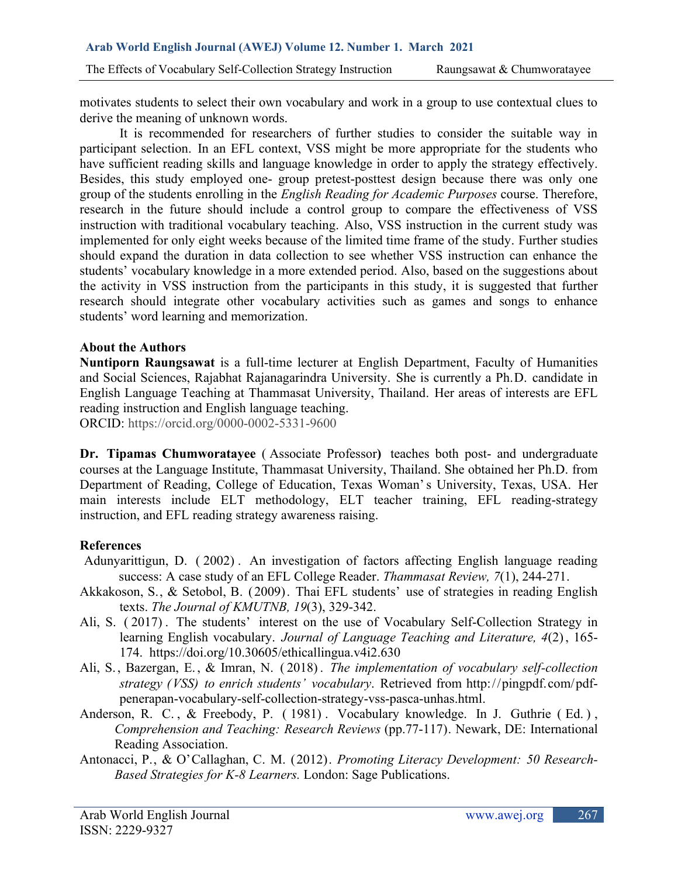motivates students to select their own vocabulary and work in a group to use contextual clues to derive the meaning of unknown words.

It is recommended for researchers of further studies to consider the suitable way in participant selection. In an EFL context, VSS might be more appropriate for the students who have sufficient reading skills and language knowledge in order to apply the strategy effectively. Besides, this study employed one- group pretest-posttest design because there was only one group of the students enrolling in the *English Reading for Academic Purposes* course. Therefore, research in the future should include a control group to compare the effectiveness of VSS instruction with traditional vocabulary teaching. Also, VSS instruction in the current study was implemented for only eight weeks because of the limited time frame of the study. Further studies should expand the duration in data collection to see whether VSS instruction can enhance the students' vocabulary knowledge in a more extended period. Also, based on the suggestions about the activity in VSS instruction from the participants in this study, it is suggested that further research should integrate other vocabulary activities such as games and songs to enhance students' word learning and memorization.

**About the Authors**

**Nuntiporn Raungsawat** is a full-time lecturer at English Department, Faculty of Humanities and Social Sciences, Rajabhat Rajanagarindra University. She is currently a Ph.D. candidate in English Language Teaching at Thammasat University, Thailand. Her areas of interests are EFL reading instruction and English language teaching.
ORCID: https://orcid.org/0000-0002-5331-9600

**Dr. Tipamas Chumworatayee** (Associate Professor) teaches both post- and undergraduate courses at the Language Institute, Thammasat University, Thailand. She obtained her Ph.D. from Department of Reading, College of Education, Texas Woman's University, Texas, USA. Her main interests include ELT methodology, ELT teacher training, EFL reading-strategy instruction, and EFL reading strategy awareness raising.

**References**

Adunyarittigun, D. (2002). An investigation of factors affecting English language reading success: A case study of an EFL College Reader. *Thammasat Review, 7*(1), 244-271.

Akkakoson, S., & Setobol, B. (2009). Thai EFL students' use of strategies in reading English texts. *The Journal of KMUTNB, 19*(3), 329-342.

Ali, S. (2017). The students' interest on the use of Vocabulary Self-Collection Strategy in learning English vocabulary. *Journal of Language Teaching and Literature, 4*(2), 165-174. https://doi.org/10.30605/ethicallingua.v4i2.630

Ali, S., Bazergan, E., & Imran, N. (2018). *The implementation of vocabulary self-collection strategy (VSS) to enrich students' vocabulary*. Retrieved from http://pingpdf.com/pdf-penerapan-vocabulary-self-collection-strategy-vss-pasca-unhas.html.

Anderson, R. C., & Freebody, P. (1981). Vocabulary knowledge. In J. Guthrie (Ed.), *Comprehension and Teaching: Research Reviews* (pp.77-117). Newark, DE: International Reading Association.

Antonacci, P., & O'Callaghan, C. M. (2012). *Promoting Literacy Development: 50 Research-Based Strategies for K-8 Learners.* London: Sage Publications.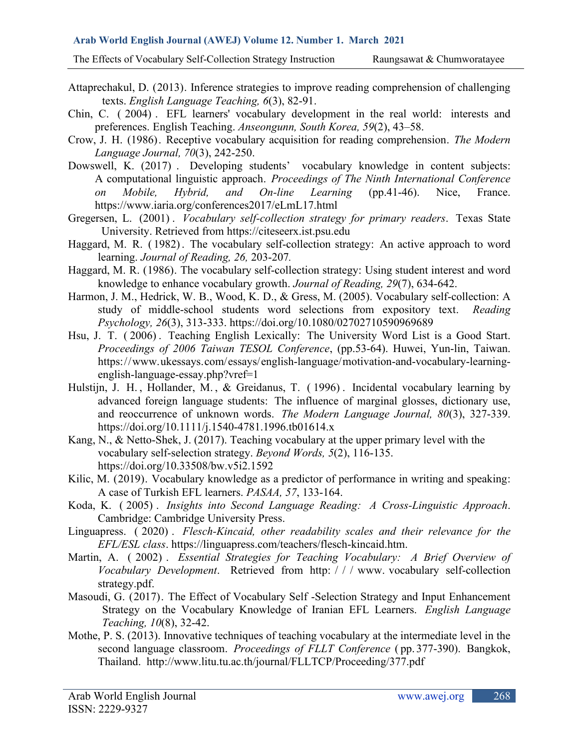Attaprechakul, D. (2013). Inference strategies to improve reading comprehension of challenging texts. *English Language Teaching, 6*(3), 82-91.

Chin, C. (2004). EFL learners' vocabulary development in the real world: interests and preferences. English Teaching. *Anseongunn, South Korea, 59*(2), 43–58.

Crow, J. H. (1986). Receptive vocabulary acquisition for reading comprehension. *The Modern Language Journal, 70*(3), 242-250.

Dowswell, K. (2017). Developing students' vocabulary knowledge in content subjects: A computational linguistic approach. *Proceedings of The Ninth International Conference on Mobile, Hybrid, and On-line Learning* (pp.41-46). Nice, France. https://www.iaria.org/conferences2017/eLmL17.html

Gregersen, L. (2001). *Vocabulary self-collection strategy for primary readers*. Texas State University. Retrieved from https://citeseerx.ist.psu.edu

Haggard, M. R. (1982). The vocabulary self-collection strategy: An active approach to word learning. *Journal of Reading, 26,* 203-207.

Haggard, M. R. (1986). The vocabulary self-collection strategy: Using student interest and word knowledge to enhance vocabulary growth. *Journal of Reading, 29*(7), 634-642.

Harmon, J. M., Hedrick, W. B., Wood, K. D., & Gress, M. (2005). Vocabulary self-collection: A study of middle-school students word selections from expository text. *Reading Psychology, 26*(3), 313-333. https://doi.org/10.1080/02702710590969689

Hsu, J. T. (2006). Teaching English Lexically: The University Word List is a Good Start. *Proceedings of 2006 Taiwan TESOL Conference*, (pp.53-64). Huwei, Yun-lin, Taiwan. https://www.ukessays.com/essays/english-language/motivation-and-vocabulary-learning-english-language-essay.php?vref=1

Hulstijn, J. H., Hollander, M., & Greidanus, T. (1996). Incidental vocabulary learning by advanced foreign language students: The influence of marginal glosses, dictionary use, and reoccurrence of unknown words. *The Modern Language Journal, 80*(3), 327-339. https://doi.org/10.1111/j.1540-4781.1996.tb01614.x

Kang, N., & Netto-Shek, J. (2017). Teaching vocabulary at the upper primary level with the vocabulary self-selection strategy. *Beyond Words, 5*(2), 116-135. https://doi.org/10.33508/bw.v5i2.1592

Kilic, M. (2019). Vocabulary knowledge as a predictor of performance in writing and speaking: A case of Turkish EFL learners. *PASAA, 57*, 133-164.

Koda, K. (2005). *Insights into Second Language Reading: A Cross-Linguistic Approach*. Cambridge: Cambridge University Press.

Linguapress. (2020). *Flesch-Kincaid, other readability scales and their relevance for the EFL/ESL class*. https://linguapress.com/teachers/flesch-kincaid.htm.

Martin, A. (2002). *Essential Strategies for Teaching Vocabulary: A Brief Overview of Vocabulary Development*. Retrieved from http: / / / www. vocabulary self-collection strategy.pdf.

Masoudi, G. (2017). The Effect of Vocabulary Self -Selection Strategy and Input Enhancement Strategy on the Vocabulary Knowledge of Iranian EFL Learners. *English Language Teaching, 10*(8), 32-42.

Mothe, P. S. (2013). Innovative techniques of teaching vocabulary at the intermediate level in the second language classroom. *Proceedings of FLLT Conference* (pp. 377-390). Bangkok, Thailand. http://www.litu.tu.ac.th/journal/FLLTCP/Proceeding/377.pdf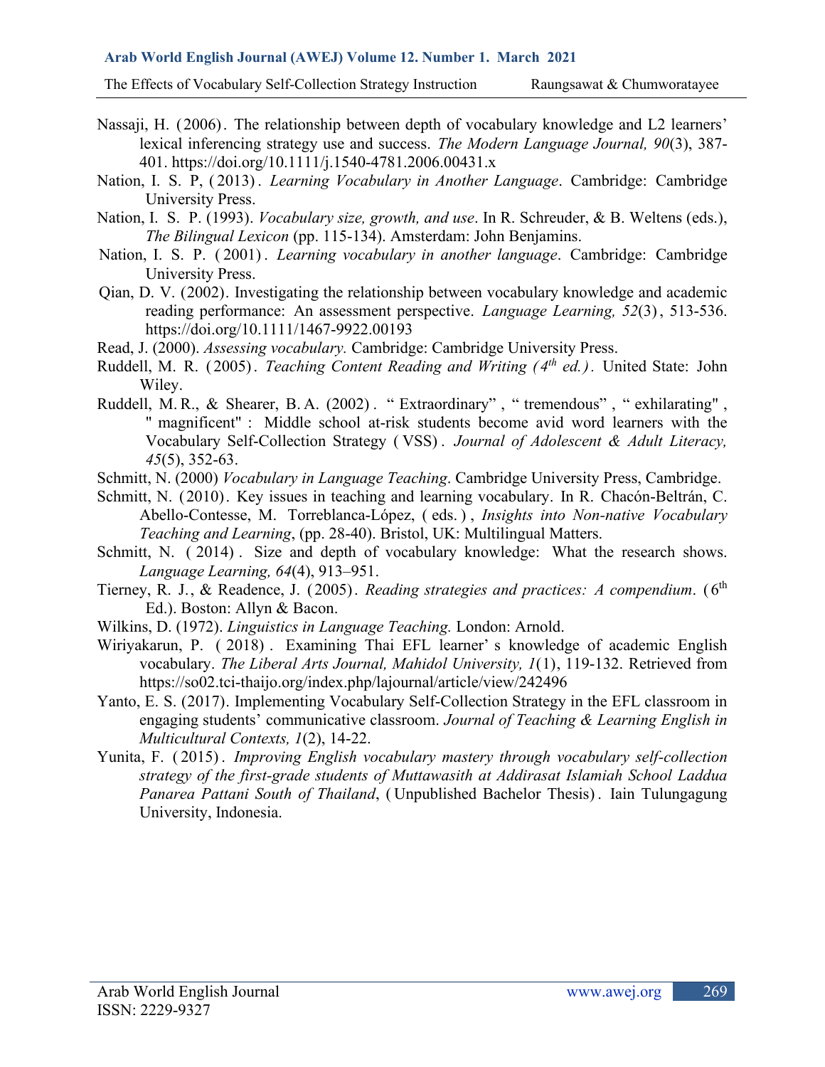Nassaji, H. (2006). The relationship between depth of vocabulary knowledge and L2 learners' lexical inferencing strategy use and success. *The Modern Language Journal, 90*(3), 387-401. https://doi.org/10.1111/j.1540-4781.2006.00431.x

Nation, I. S. P, (2013). *Learning Vocabulary in Another Language*. Cambridge: Cambridge University Press.

Nation, I. S. P. (1993). *Vocabulary size, growth, and use*. In R. Schreuder, & B. Weltens (eds.), *The Bilingual Lexicon* (pp. 115-134). Amsterdam: John Benjamins.

Nation, I. S. P. (2001). *Learning vocabulary in another language*. Cambridge: Cambridge University Press.

Qian, D. V. (2002). Investigating the relationship between vocabulary knowledge and academic reading performance: An assessment perspective. *Language Learning, 52*(3), 513-536. https://doi.org/10.1111/1467-9922.00193

Read, J. (2000). *Assessing vocabulary.* Cambridge: Cambridge University Press.

Ruddell, M. R. (2005). *Teaching Content Reading and Writing (4th ed.).* United State: John Wiley.

Ruddell, M. R., & Shearer, B. A. (2002). "Extraordinary", "tremendous", "exhilarating", "magnificent": Middle school at-risk students become avid word learners with the Vocabulary Self-Collection Strategy (VSS). *Journal of Adolescent & Adult Literacy, 45*(5), 352-63.

Schmitt, N. (2000) *Vocabulary in Language Teaching*. Cambridge University Press, Cambridge.

Schmitt, N. (2010). Key issues in teaching and learning vocabulary. In R. Chacón-Beltrán, C. Abello-Contesse, M. Torreblanca-López, (eds.), *Insights into Non-native Vocabulary Teaching and Learning*, (pp. 28-40). Bristol, UK: Multilingual Matters.

Schmitt, N. (2014). Size and depth of vocabulary knowledge: What the research shows. *Language Learning, 64*(4), 913–951.

Tierney, R. J., & Readence, J. (2005). *Reading strategies and practices: A compendium*. (6th Ed.). Boston: Allyn & Bacon.

Wilkins, D. (1972). *Linguistics in Language Teaching.* London: Arnold.

Wiriyakarun, P. (2018). Examining Thai EFL learner's knowledge of academic English vocabulary. *The Liberal Arts Journal, Mahidol University, 1*(1), 119-132. Retrieved from https://so02.tci-thaijo.org/index.php/lajournal/article/view/242496

Yanto, E. S. (2017). Implementing Vocabulary Self-Collection Strategy in the EFL classroom in engaging students' communicative classroom. *Journal of Teaching & Learning English in Multicultural Contexts, 1*(2), 14-22.

Yunita, F. (2015). *Improving English vocabulary mastery through vocabulary self-collection strategy of the first-grade students of Muttawasith at Addirasat Islamiah School Laddua Panarea Pattani South of Thailand*, (Unpublished Bachelor Thesis). Iain Tulungagung University, Indonesia.